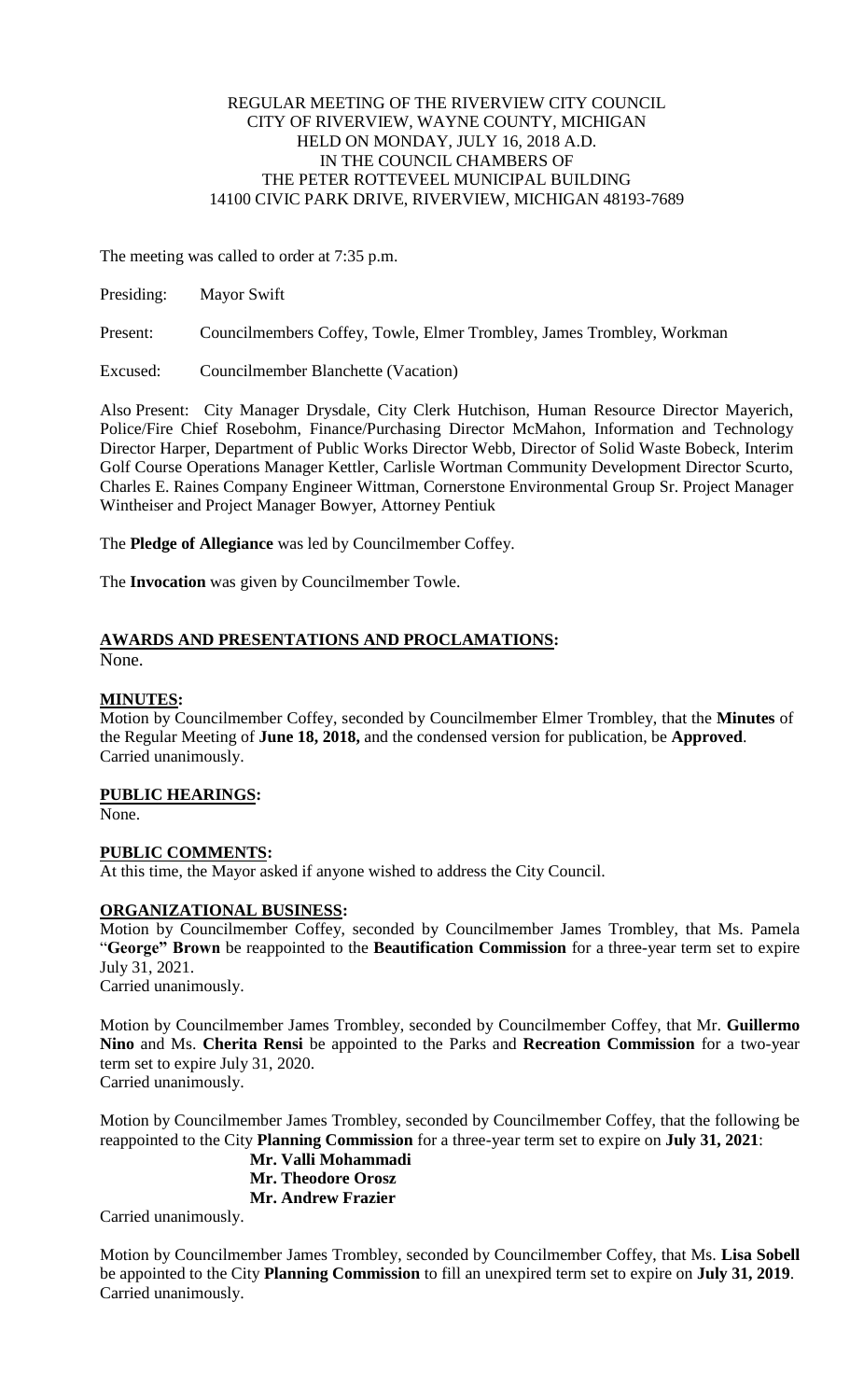REGULAR MEETING OF THE RIVERVIEW CITY COUNCIL
CITY OF RIVERVIEW, WAYNE COUNTY, MICHIGAN
HELD ON MONDAY, JULY 16, 2018 A.D.
IN THE COUNCIL CHAMBERS OF
THE PETER ROTTEVEEL MUNICIPAL BUILDING
14100 CIVIC PARK DRIVE, RIVERVIEW, MICHIGAN 48193-7689

The meeting was called to order at 7:35 p.m.

Presiding: Mayor Swift

Present: Councilmembers Coffey, Towle, Elmer Trombley, James Trombley, Workman

Excused: Councilmember Blanchette (Vacation)

Also Present: City Manager Drysdale, City Clerk Hutchison, Human Resource Director Mayerich, Police/Fire Chief Rosebohm, Finance/Purchasing Director McMahon, Information and Technology Director Harper, Department of Public Works Director Webb, Director of Solid Waste Bobeck, Interim Golf Course Operations Manager Kettler, Carlisle Wortman Community Development Director Scurto, Charles E. Raines Company Engineer Wittman, Cornerstone Environmental Group Sr. Project Manager Wintheiser and Project Manager Bowyer, Attorney Pentiuk

The **Pledge of Allegiance** was led by Councilmember Coffey.

The **Invocation** was given by Councilmember Towle.

**AWARDS AND PRESENTATIONS AND PROCLAMATIONS:**
None.

**MINUTES:**
Motion by Councilmember Coffey, seconded by Councilmember Elmer Trombley, that the **Minutes** of the Regular Meeting of **June 18, 2018,** and the condensed version for publication, be **Approved**.
Carried unanimously.

**PUBLIC HEARINGS:**
None.

**PUBLIC COMMENTS:**
At this time, the Mayor asked if anyone wished to address the City Council.

**ORGANIZATIONAL BUSINESS:**
Motion by Councilmember Coffey, seconded by Councilmember James Trombley, that Ms. Pamela "**George" Brown** be reappointed to the **Beautification Commission** for a three-year term set to expire July 31, 2021.
Carried unanimously.

Motion by Councilmember James Trombley, seconded by Councilmember Coffey, that Mr. **Guillermo Nino** and Ms. **Cherita Rensi** be appointed to the Parks and **Recreation Commission** for a two-year term set to expire July 31, 2020.
Carried unanimously.

Motion by Councilmember James Trombley, seconded by Councilmember Coffey, that the following be reappointed to the City **Planning Commission** for a three-year term set to expire on **July 31, 2021**:

**Mr. Valli Mohammadi**
**Mr. Theodore Orosz**
**Mr. Andrew Frazier**

Carried unanimously.

Motion by Councilmember James Trombley, seconded by Councilmember Coffey, that Ms. **Lisa Sobell** be appointed to the City **Planning Commission** to fill an unexpired term set to expire on **July 31, 2019**.
Carried unanimously.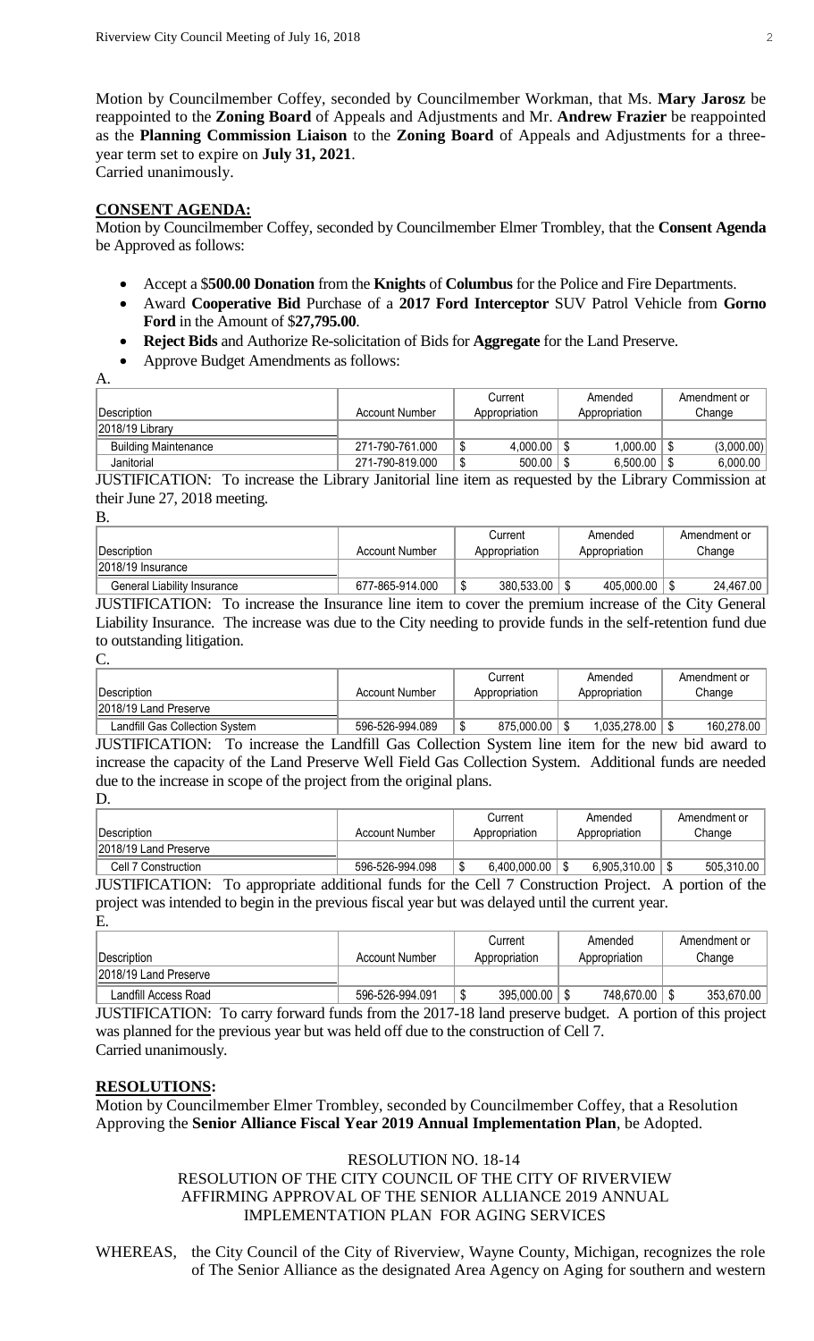Motion by Councilmember Coffey, seconded by Councilmember Workman, that Ms. **Mary Jarosz** be reappointed to the **Zoning Board** of Appeals and Adjustments and Mr. **Andrew Frazier** be reappointed as the **Planning Commission Liaison** to the **Zoning Board** of Appeals and Adjustments for a three-year term set to expire on **July 31, 2021**.
Carried unanimously.

## CONSENT AGENDA:

Motion by Councilmember Coffey, seconded by Councilmember Elmer Trombley, that the **Consent Agenda** be Approved as follows:

- Accept a $**500.00 Donation** from the **Knights** of **Columbus** for the Police and Fire Departments.
- Award **Cooperative Bid** Purchase of a **2017 Ford Interceptor** SUV Patrol Vehicle from **Gorno Ford** in the Amount of $**27,795.00**.
- **Reject Bids** and Authorize Re-solicitation of Bids for **Aggregate** for the Land Preserve.
- Approve Budget Amendments as follows:

A.

| Description | Account Number | Current Appropriation | Amended Appropriation | Amendment or Change |
|---|---|---|---|---|
| 2018/19 Library | | | | |
| Building Maintenance | 271-790-761.000 | $ 4,000.00 | $ 1,000.00 | $ (3,000.00) |
| Janitorial | 271-790-819.000 | $ 500.00 | $ 6,500.00 | $ 6,000.00 |

JUSTIFICATION: To increase the Library Janitorial line item as requested by the Library Commission at their June 27, 2018 meeting.

B.

| Description | Account Number | Current Appropriation | Amended Appropriation | Amendment or Change |
|---|---|---|---|---|
| 2018/19 Insurance | | | | |
| General Liability Insurance | 677-865-914.000 | $ 380,533.00 | $ 405,000.00 | $ 24,467.00 |

JUSTIFICATION: To increase the Insurance line item to cover the premium increase of the City General Liability Insurance. The increase was due to the City needing to provide funds in the self-retention fund due to outstanding litigation.

C.

| Description | Account Number | Current Appropriation | Amended Appropriation | Amendment or Change |
|---|---|---|---|---|
| 2018/19 Land Preserve | | | | |
| Landfill Gas Collection System | 596-526-994.089 | $ 875,000.00 | $ 1,035,278.00 | $ 160,278.00 |

JUSTIFICATION: To increase the Landfill Gas Collection System line item for the new bid award to increase the capacity of the Land Preserve Well Field Gas Collection System. Additional funds are needed due to the increase in scope of the project from the original plans.

D.

| Description | Account Number | Current Appropriation | Amended Appropriation | Amendment or Change |
|---|---|---|---|---|
| 2018/19 Land Preserve | | | | |
| Cell 7 Construction | 596-526-994.098 | $ 6,400,000.00 | $ 6,905,310.00 | $ 505,310.00 |

JUSTIFICATION: To appropriate additional funds for the Cell 7 Construction Project. A portion of the project was intended to begin in the previous fiscal year but was delayed until the current year.

E.

| Description | Account Number | Current Appropriation | Amended Appropriation | Amendment or Change |
|---|---|---|---|---|
| 2018/19 Land Preserve | | | | |
| Landfill Access Road | 596-526-994.091 | $ 395,000.00 | $ 748,670.00 | $ 353,670.00 |

JUSTIFICATION: To carry forward funds from the 2017-18 land preserve budget. A portion of this project was planned for the previous year but was held off due to the construction of Cell 7.
Carried unanimously.

## RESOLUTIONS:

Motion by Councilmember Elmer Trombley, seconded by Councilmember Coffey, that a Resolution Approving the **Senior Alliance Fiscal Year 2019 Annual Implementation Plan**, be Adopted.

RESOLUTION NO. 18-14
RESOLUTION OF THE CITY COUNCIL OF THE CITY OF RIVERVIEW
AFFIRMING APPROVAL OF THE SENIOR ALLIANCE 2019 ANNUAL
IMPLEMENTATION PLAN FOR AGING SERVICES

WHEREAS, the City Council of the City of Riverview, Wayne County, Michigan, recognizes the role of The Senior Alliance as the designated Area Agency on Aging for southern and western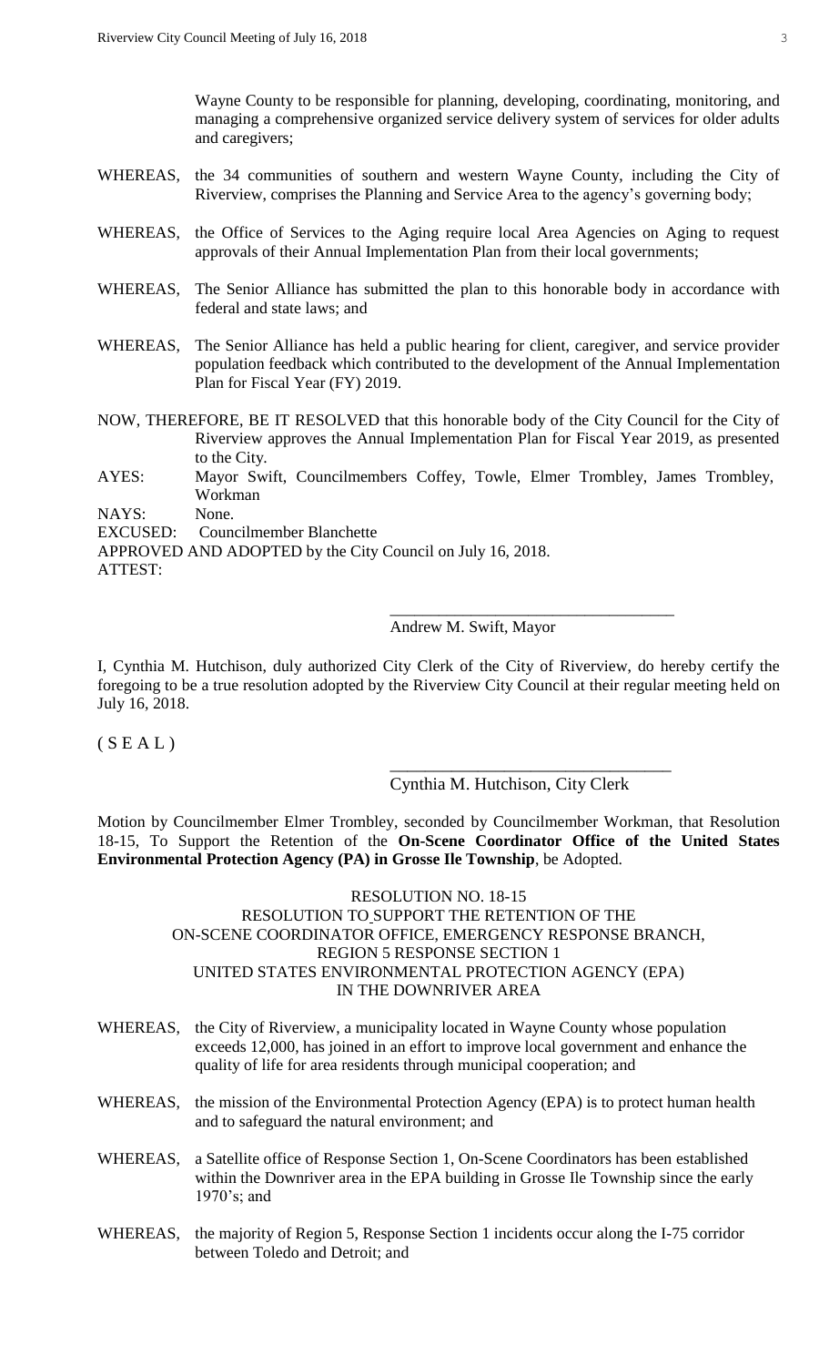Wayne County to be responsible for planning, developing, coordinating, monitoring, and managing a comprehensive organized service delivery system of services for older adults and caregivers;

WHEREAS, the 34 communities of southern and western Wayne County, including the City of Riverview, comprises the Planning and Service Area to the agency's governing body;

WHEREAS, the Office of Services to the Aging require local Area Agencies on Aging to request approvals of their Annual Implementation Plan from their local governments;

WHEREAS, The Senior Alliance has submitted the plan to this honorable body in accordance with federal and state laws; and

WHEREAS, The Senior Alliance has held a public hearing for client, caregiver, and service provider population feedback which contributed to the development of the Annual Implementation Plan for Fiscal Year (FY) 2019.

NOW, THEREFORE, BE IT RESOLVED that this honorable body of the City Council for the City of Riverview approves the Annual Implementation Plan for Fiscal Year 2019, as presented to the City.

AYES: Mayor Swift, Councilmembers Coffey, Towle, Elmer Trombley, James Trombley, Workman

NAYS: None.

EXCUSED: Councilmember Blanchette

APPROVED AND ADOPTED by the City Council on July 16, 2018.

ATTEST:

\_\_\_\_\_\_\_\_\_\_\_\_\_\_\_\_\_\_\_\_\_\_\_\_\_\_\_\_\_\_\_\_\_\_

Andrew M. Swift, Mayor

I, Cynthia M. Hutchison, duly authorized City Clerk of the City of Riverview, do hereby certify the foregoing to be a true resolution adopted by the Riverview City Council at their regular meeting held on July 16, 2018.

( S E A L )

\_\_\_\_\_\_\_\_\_\_\_\_\_\_\_\_\_\_\_\_\_\_\_\_\_\_\_\_\_\_\_\_\_\_

Cynthia M. Hutchison, City Clerk

Motion by Councilmember Elmer Trombley, seconded by Councilmember Workman, that Resolution 18-15, To Support the Retention of the **On-Scene Coordinator Office of the United States Environmental Protection Agency (PA) in Grosse Ile Township**, be Adopted.

RESOLUTION NO. 18-15
RESOLUTION TO SUPPORT THE RETENTION OF THE
ON-SCENE COORDINATOR OFFICE, EMERGENCY RESPONSE BRANCH,
REGION 5 RESPONSE SECTION 1
UNITED STATES ENVIRONMENTAL PROTECTION AGENCY (EPA)
IN THE DOWNRIVER AREA

WHEREAS, the City of Riverview, a municipality located in Wayne County whose population exceeds 12,000, has joined in an effort to improve local government and enhance the quality of life for area residents through municipal cooperation; and

WHEREAS, the mission of the Environmental Protection Agency (EPA) is to protect human health and to safeguard the natural environment; and

WHEREAS, a Satellite office of Response Section 1, On-Scene Coordinators has been established within the Downriver area in the EPA building in Grosse Ile Township since the early 1970's; and

WHEREAS, the majority of Region 5, Response Section 1 incidents occur along the I-75 corridor between Toledo and Detroit; and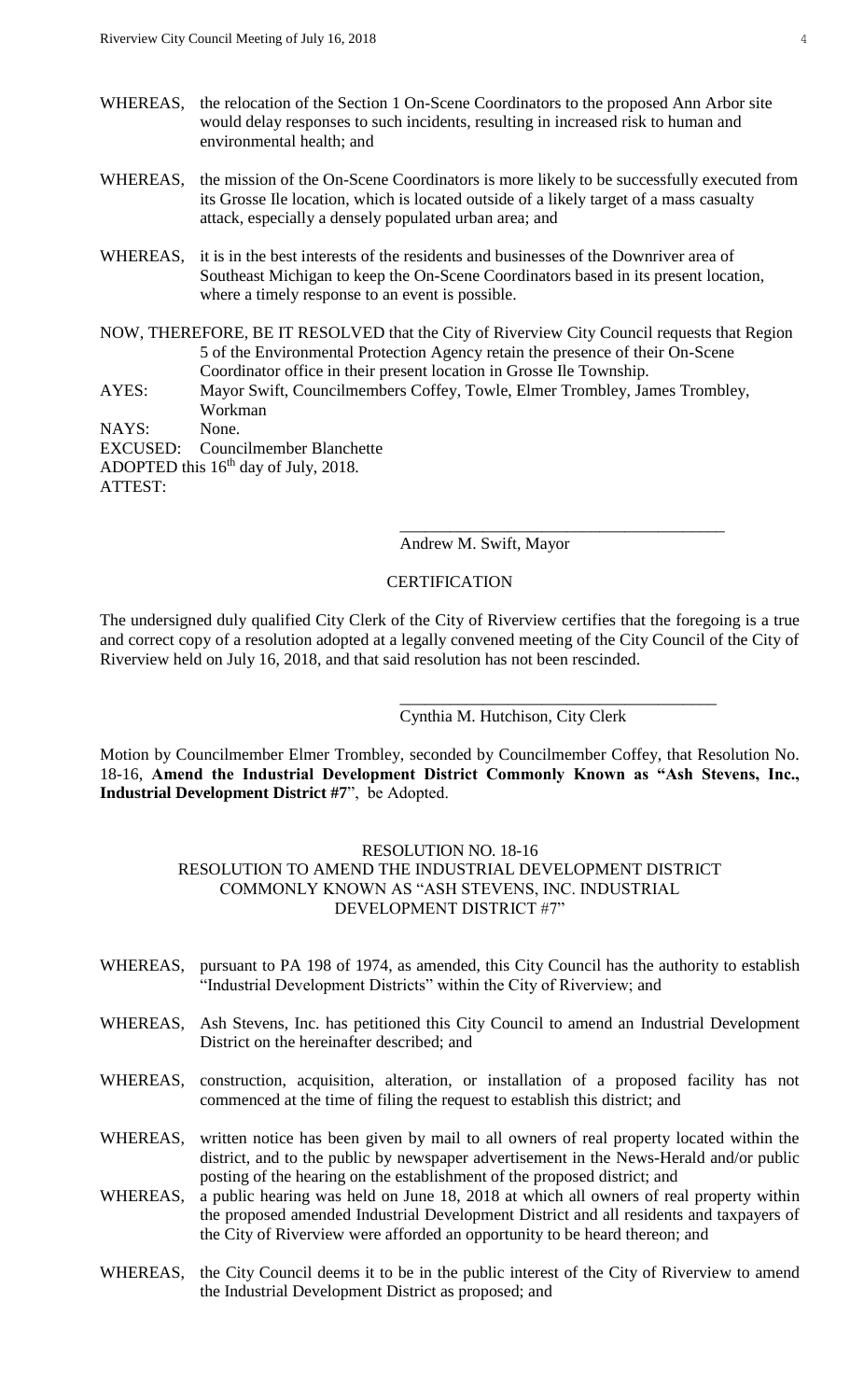WHEREAS, the relocation of the Section 1 On-Scene Coordinators to the proposed Ann Arbor site would delay responses to such incidents, resulting in increased risk to human and environmental health; and

WHEREAS, the mission of the On-Scene Coordinators is more likely to be successfully executed from its Grosse Ile location, which is located outside of a likely target of a mass casualty attack, especially a densely populated urban area; and

WHEREAS, it is in the best interests of the residents and businesses of the Downriver area of Southeast Michigan to keep the On-Scene Coordinators based in its present location, where a timely response to an event is possible.

NOW, THEREFORE, BE IT RESOLVED that the City of Riverview City Council requests that Region 5 of the Environmental Protection Agency retain the presence of their On-Scene Coordinator office in their present location in Grosse Ile Township.

AYES: Mayor Swift, Councilmembers Coffey, Towle, Elmer Trombley, James Trombley, Workman

NAYS: None.

EXCUSED: Councilmember Blanchette

ADOPTED this 16th day of July, 2018.

ATTEST:

\_\_\_\_\_\_\_\_\_\_\_\_\_\_\_\_\_\_\_\_\_\_\_\_\_\_\_\_\_\_\_\_\_\_\_\_\_\_

Andrew M. Swift, Mayor

CERTIFICATION

The undersigned duly qualified City Clerk of the City of Riverview certifies that the foregoing is a true and correct copy of a resolution adopted at a legally convened meeting of the City Council of the City of Riverview held on July 16, 2018, and that said resolution has not been rescinded.

\_\_\_\_\_\_\_\_\_\_\_\_\_\_\_\_\_\_\_\_\_\_\_\_\_\_\_\_\_\_\_\_\_\_\_\_\_\_

Cynthia M. Hutchison, City Clerk

Motion by Councilmember Elmer Trombley, seconded by Councilmember Coffey, that Resolution No. 18-16, **Amend the Industrial Development District Commonly Known as "Ash Stevens, Inc., Industrial Development District #7**", be Adopted.

RESOLUTION NO. 18-16
RESOLUTION TO AMEND THE INDUSTRIAL DEVELOPMENT DISTRICT COMMONLY KNOWN AS "ASH STEVENS, INC. INDUSTRIAL DEVELOPMENT DISTRICT #7"

WHEREAS, pursuant to PA 198 of 1974, as amended, this City Council has the authority to establish "Industrial Development Districts" within the City of Riverview; and

WHEREAS, Ash Stevens, Inc. has petitioned this City Council to amend an Industrial Development District on the hereinafter described; and

WHEREAS, construction, acquisition, alteration, or installation of a proposed facility has not commenced at the time of filing the request to establish this district; and

WHEREAS, written notice has been given by mail to all owners of real property located within the district, and to the public by newspaper advertisement in the News-Herald and/or public posting of the hearing on the establishment of the proposed district; and

WHEREAS, a public hearing was held on June 18, 2018 at which all owners of real property within the proposed amended Industrial Development District and all residents and taxpayers of the City of Riverview were afforded an opportunity to be heard thereon; and

WHEREAS, the City Council deems it to be in the public interest of the City of Riverview to amend the Industrial Development District as proposed; and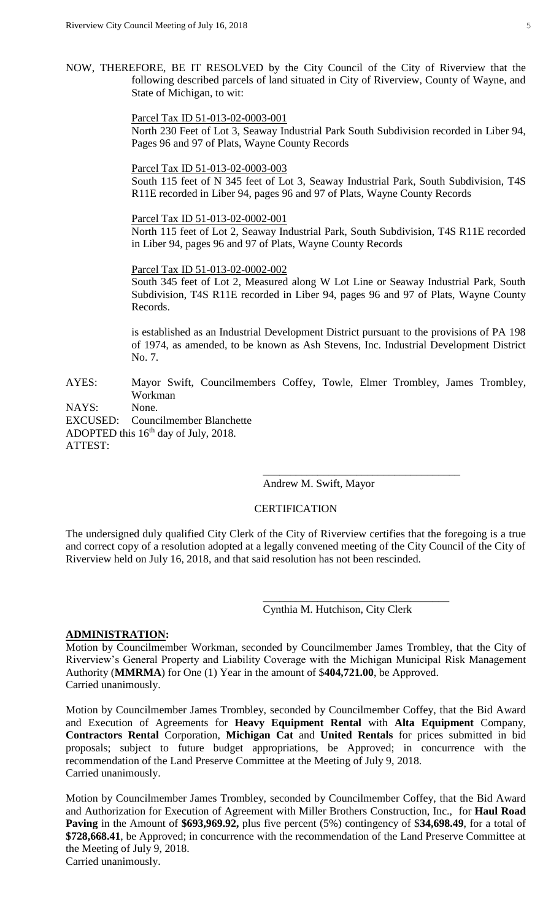NOW, THEREFORE, BE IT RESOLVED by the City Council of the City of Riverview that the following described parcels of land situated in City of Riverview, County of Wayne, and State of Michigan, to wit:

Parcel Tax ID 51-013-02-0003-001
North 230 Feet of Lot 3, Seaway Industrial Park South Subdivision recorded in Liber 94, Pages 96 and 97 of Plats, Wayne County Records

Parcel Tax ID 51-013-02-0003-003
South 115 feet of N 345 feet of Lot 3, Seaway Industrial Park, South Subdivision, T4S R11E recorded in Liber 94, pages 96 and 97 of Plats, Wayne County Records

Parcel Tax ID 51-013-02-0002-001
North 115 feet of Lot 2, Seaway Industrial Park, South Subdivision, T4S R11E recorded in Liber 94, pages 96 and 97 of Plats, Wayne County Records

Parcel Tax ID 51-013-02-0002-002
South 345 feet of Lot 2, Measured along W Lot Line or Seaway Industrial Park, South Subdivision, T4S R11E recorded in Liber 94, pages 96 and 97 of Plats, Wayne County Records.

is established as an Industrial Development District pursuant to the provisions of PA 198 of 1974, as amended, to be known as Ash Stevens, Inc. Industrial Development District No. 7.

AYES: Mayor Swift, Councilmembers Coffey, Towle, Elmer Trombley, James Trombley, Workman
NAYS: None.
EXCUSED: Councilmember Blanchette
ADOPTED this 16th day of July, 2018.
ATTEST:

\_\_\_\_\_\_\_\_\_\_\_\_\_\_\_\_\_\_\_\_\_\_\_\_\_\_\_\_\_\_\_\_\_\_\_\_
Andrew M. Swift, Mayor

CERTIFICATION

The undersigned duly qualified City Clerk of the City of Riverview certifies that the foregoing is a true and correct copy of a resolution adopted at a legally convened meeting of the City Council of the City of Riverview held on July 16, 2018, and that said resolution has not been rescinded.

\_\_\_\_\_\_\_\_\_\_\_\_\_\_\_\_\_\_\_\_\_\_\_\_\_\_\_\_\_\_\_\_\_\_
Cynthia M. Hutchison, City Clerk

**ADMINISTRATION:**

Motion by Councilmember Workman, seconded by Councilmember James Trombley, that the City of Riverview's General Property and Liability Coverage with the Michigan Municipal Risk Management Authority (**MMRMA**) for One (1) Year in the amount of $**404,721.00**, be Approved.
Carried unanimously.

Motion by Councilmember James Trombley, seconded by Councilmember Coffey, that the Bid Award and Execution of Agreements for **Heavy Equipment Rental** with **Alta Equipment** Company, **Contractors Rental** Corporation, **Michigan Cat** and **United Rentals** for prices submitted in bid proposals; subject to future budget appropriations, be Approved; in concurrence with the recommendation of the Land Preserve Committee at the Meeting of July 9, 2018.
Carried unanimously.

Motion by Councilmember James Trombley, seconded by Councilmember Coffey, that the Bid Award and Authorization for Execution of Agreement with Miller Brothers Construction, Inc., for **Haul Road Paving** in the Amount of **$693,969.92,** plus five percent (5%) contingency of $**34,698.49**, for a total of **$728,668.41**, be Approved; in concurrence with the recommendation of the Land Preserve Committee at the Meeting of July 9, 2018.
Carried unanimously.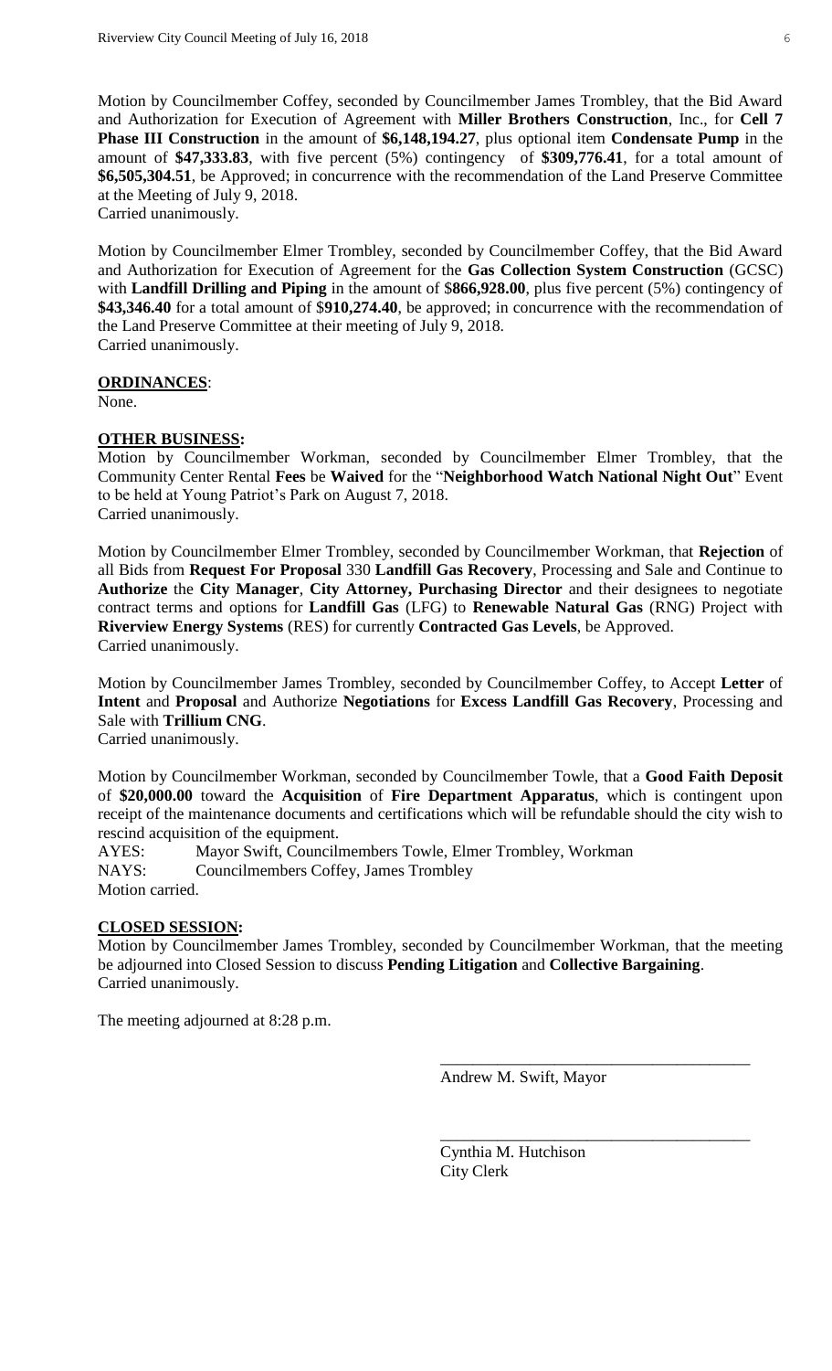Motion by Councilmember Coffey, seconded by Councilmember James Trombley, that the Bid Award and Authorization for Execution of Agreement with **Miller Brothers Construction**, Inc., for **Cell 7 Phase III Construction** in the amount of **$6,148,194.27**, plus optional item **Condensate Pump** in the amount of **$47,333.83**, with five percent (5%) contingency of **$309,776.41**, for a total amount of **$6,505,304.51**, be Approved; in concurrence with the recommendation of the Land Preserve Committee at the Meeting of July 9, 2018.
Carried unanimously.

Motion by Councilmember Elmer Trombley, seconded by Councilmember Coffey, that the Bid Award and Authorization for Execution of Agreement for the **Gas Collection System Construction** (GCSC) with **Landfill Drilling and Piping** in the amount of $**866,928.00**, plus five percent (5%) contingency of **$43,346.40** for a total amount of $**910,274.40**, be approved; in concurrence with the recommendation of the Land Preserve Committee at their meeting of July 9, 2018.
Carried unanimously.

**ORDINANCES**:

None.

**OTHER BUSINESS:**

Motion by Councilmember Workman, seconded by Councilmember Elmer Trombley, that the Community Center Rental **Fees** be **Waived** for the "**Neighborhood Watch National Night Out**" Event to be held at Young Patriot's Park on August 7, 2018.
Carried unanimously.

Motion by Councilmember Elmer Trombley, seconded by Councilmember Workman, that **Rejection** of all Bids from **Request For Proposal** 330 **Landfill Gas Recovery**, Processing and Sale and Continue to **Authorize** the **City Manager**, **City Attorney, Purchasing Director** and their designees to negotiate contract terms and options for **Landfill Gas** (LFG) to **Renewable Natural Gas** (RNG) Project with **Riverview Energy Systems** (RES) for currently **Contracted Gas Levels**, be Approved.
Carried unanimously.

Motion by Councilmember James Trombley, seconded by Councilmember Coffey, to Accept **Letter** of **Intent** and **Proposal** and Authorize **Negotiations** for **Excess Landfill Gas Recovery**, Processing and Sale with **Trillium CNG**.
Carried unanimously.

Motion by Councilmember Workman, seconded by Councilmember Towle, that a **Good Faith Deposit** of **$20,000.00** toward the **Acquisition** of **Fire Department Apparatus**, which is contingent upon receipt of the maintenance documents and certifications which will be refundable should the city wish to rescind acquisition of the equipment.

AYES: Mayor Swift, Councilmembers Towle, Elmer Trombley, Workman
NAYS: Councilmembers Coffey, James Trombley
Motion carried.

**CLOSED SESSION:**

Motion by Councilmember James Trombley, seconded by Councilmember Workman, that the meeting be adjourned into Closed Session to discuss **Pending Litigation** and **Collective Bargaining**.
Carried unanimously.

The meeting adjourned at 8:28 p.m.

\_\_\_\_\_\_\_\_\_\_\_\_\_\_\_\_\_\_\_\_\_\_\_\_\_\_\_\_\_\_\_\_\_\_\_\_\_\_
Andrew M. Swift, Mayor

\_\_\_\_\_\_\_\_\_\_\_\_\_\_\_\_\_\_\_\_\_\_\_\_\_\_\_\_\_\_\_\_\_\_\_\_\_\_
Cynthia M. Hutchison
City Clerk